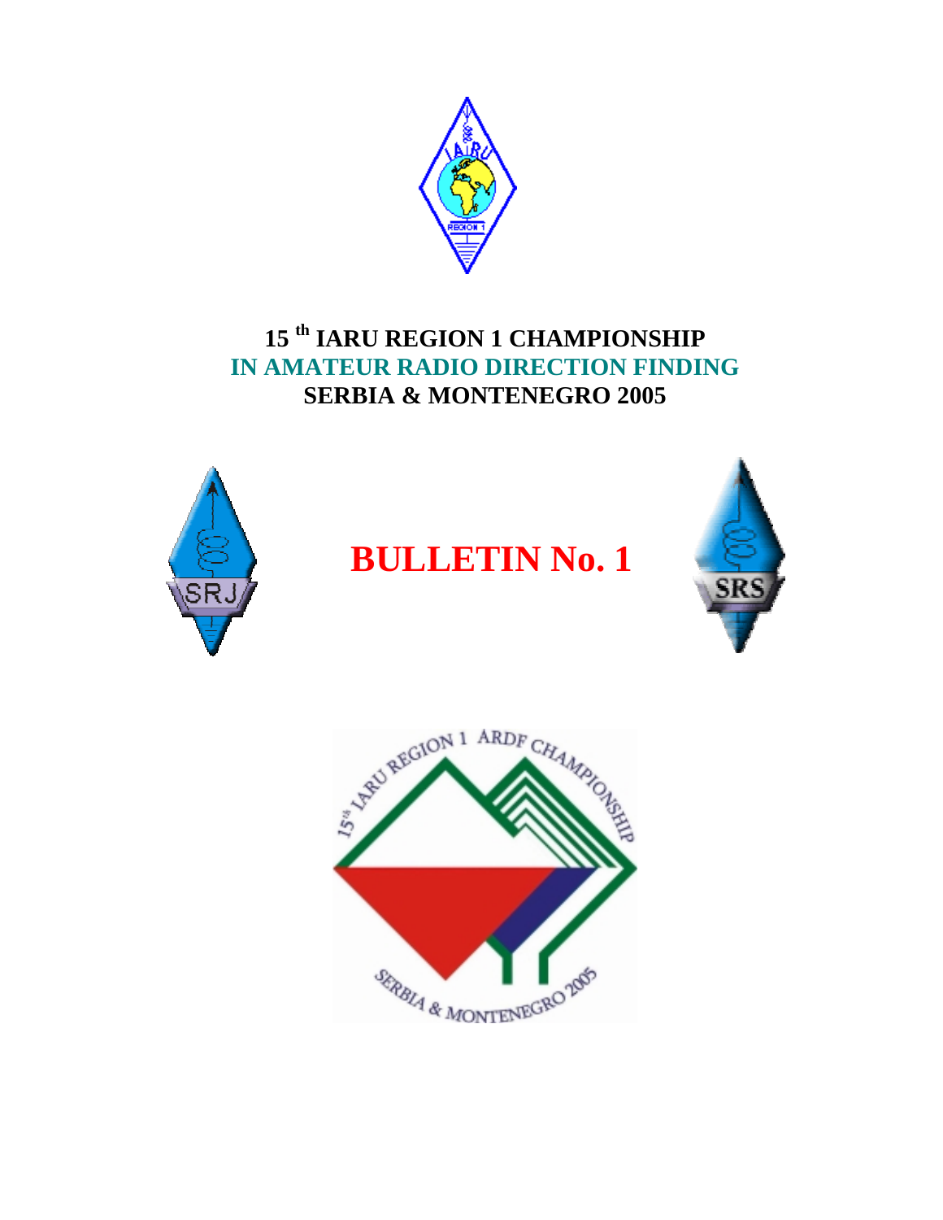# 15[th] IARU REGION 1 CHAMPIONSHIP

## IN AMATEUR RADIO DIRECTION FINDING

## SERBIA & MONTENEGRO 2005

# BULLETIN No. 1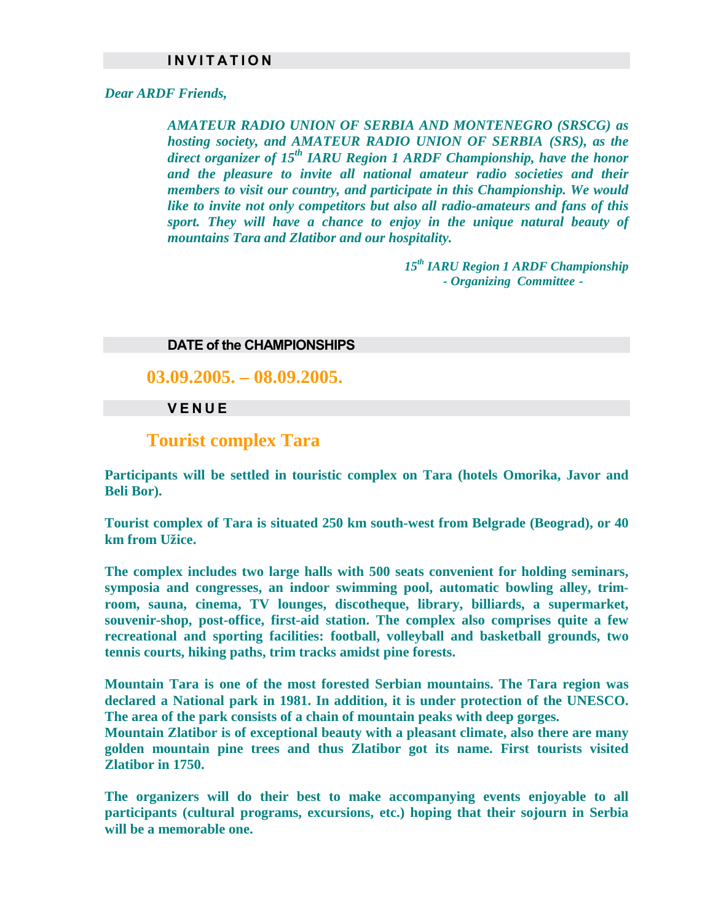## INVITATION

*Dear ARDF Friends,*

***AMATEUR RADIO UNION OF SERBIA AND MONTENEGRO (SRSCG) as hosting society, and AMATEUR RADIO UNION OF SERBIA (SRS), as the direct organizer of 15th IARU Region 1 ARDF Championship, have the honor and the pleasure to invite all national amateur radio societies and their members to visit our country, and participate in this Championship. We would like to invite not only competitors but also all radio-amateurs and fans of this sport. They will have a chance to enjoy in the unique natural beauty of mountains Tara and Zlatibor and our hospitality.***

***15th IARU Region 1 ARDF Championship***
***- Organizing Committee -***

## DATE of the CHAMPIONSHIPS

**03.09.2005. – 08.09.2005.**

## VENUE

**Tourist complex Tara**

**Participants will be settled in touristic complex on Tara (hotels Omorika, Javor and Beli Bor).**

**Tourist complex of Tara is situated 250 km south-west from Belgrade (Beograd), or 40 km from Užice.**

**The complex includes two large halls with 500 seats convenient for holding seminars, symposia and congresses, an indoor swimming pool, automatic bowling alley, trim-room, sauna, cinema, TV lounges, discotheque, library, billiards, a supermarket, souvenir-shop, post-office, first-aid station. The complex also comprises quite a few recreational and sporting facilities: football, volleyball and basketball grounds, two tennis courts, hiking paths, trim tracks amidst pine forests.**

**Mountain Tara is one of the most forested Serbian mountains. The Tara region was declared a National park in 1981. In addition, it is under protection of the UNESCO. The area of the park consists of a chain of mountain peaks with deep gorges.**
**Mountain Zlatibor is of exceptional beauty with a pleasant climate, also there are many golden mountain pine trees and thus Zlatibor got its name. First tourists visited Zlatibor in 1750.**

**The organizers will do their best to make accompanying events enjoyable to all participants (cultural programs, excursions, etc.) hoping that their sojourn in Serbia will be a memorable one.**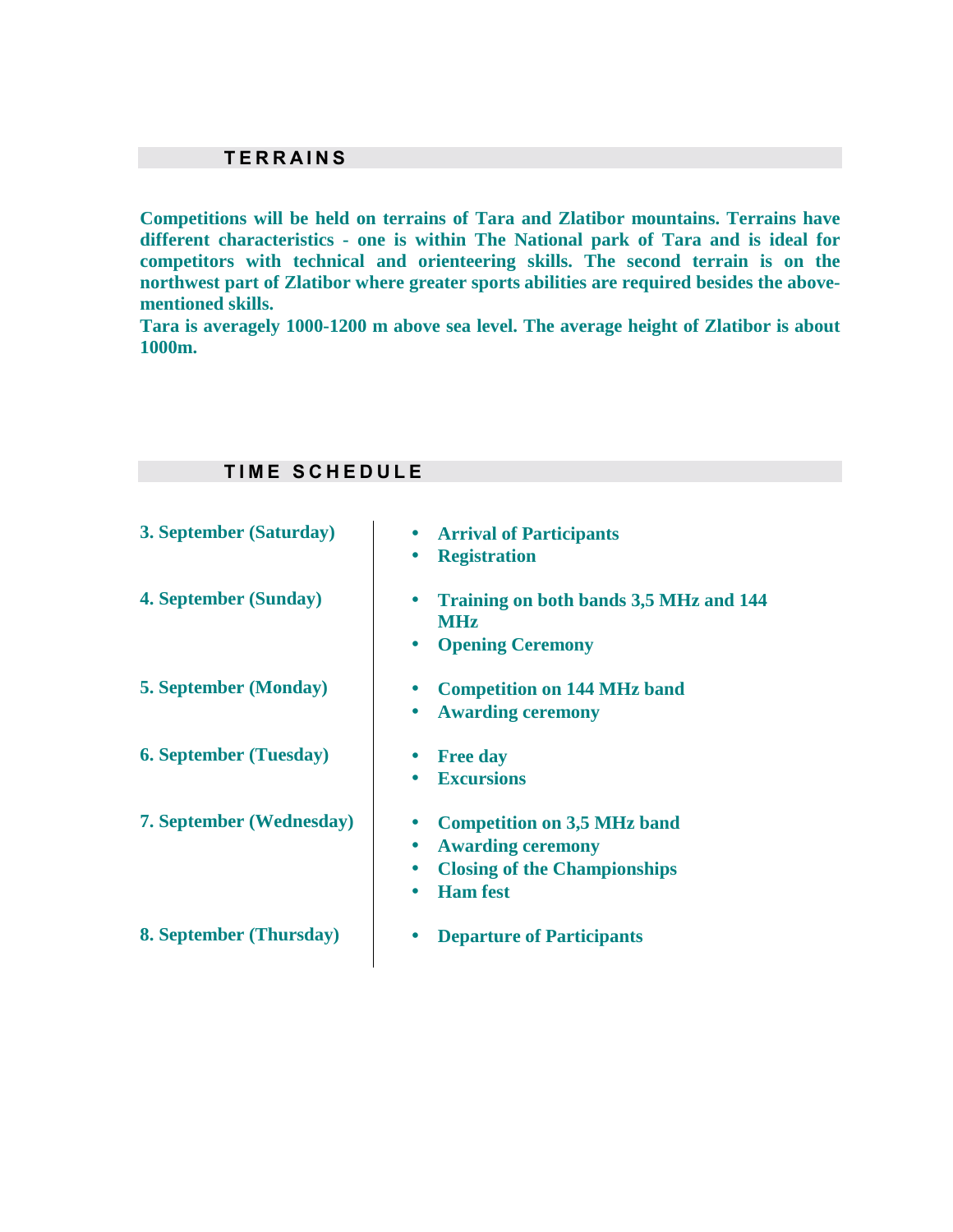## TERRAINS

**Competitions will be held on terrains of Tara and Zlatibor mountains. Terrains have different characteristics - one is within The National park of Tara and is ideal for competitors with technical and orienteering skills. The second terrain is on the northwest part of Zlatibor where greater sports abilities are required besides the above-mentioned skills.**

**Tara is averagely 1000-1200 m above sea level. The average height of Zlatibor is about 1000m.**

## TIME SCHEDULE

| | |
|---|---|
| **3. September (Saturday)** | • **Arrival of Participants**<br>• **Registration** |
| **4. September (Sunday)** | • **Training on both bands 3,5 MHz and 144 MHz**<br>• **Opening Ceremony** |
| **5. September (Monday)** | • **Competition on 144 MHz band**<br>• **Awarding ceremony** |
| **6. September (Tuesday)** | • **Free day**<br>• **Excursions** |
| **7. September (Wednesday)** | • **Competition on 3,5 MHz band**<br>• **Awarding ceremony**<br>• **Closing of the Championships**<br>• **Ham fest** |
| **8. September (Thursday)** | • **Departure of Participants** |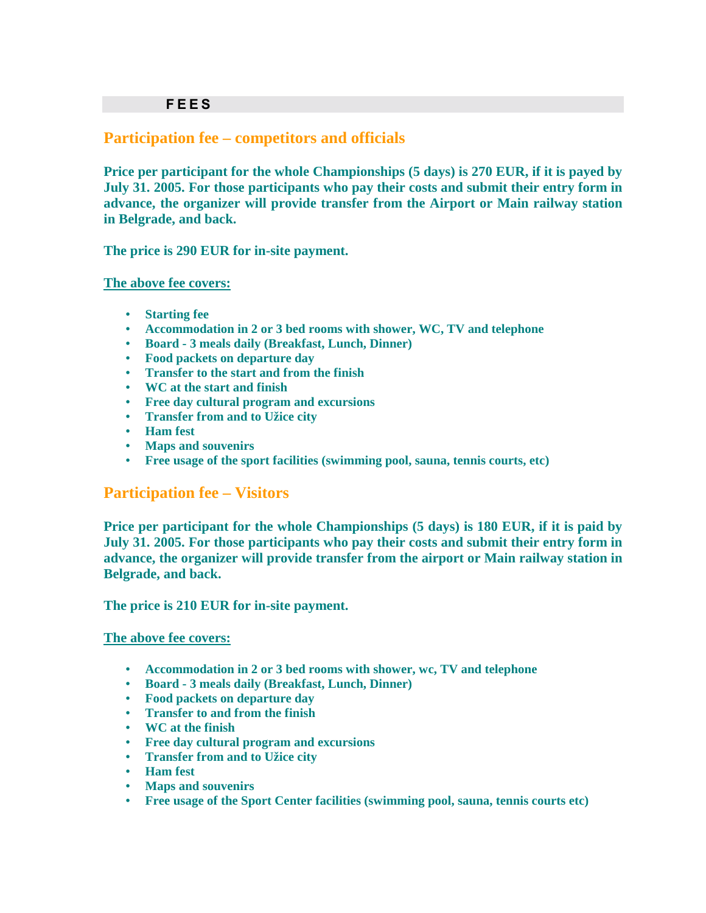# FEES

## Participation fee – competitors and officials

**Price per participant for the whole Championships (5 days) is 270 EUR, if it is payed by July 31. 2005. For those participants who pay their costs and submit their entry form in advance, the organizer will provide transfer from the Airport or Main railway station in Belgrade, and back.**

**The price is 290 EUR for in-site payment.**

**<u>The above fee covers:</u>**

- **Starting fee**
- **Accommodation in 2 or 3 bed rooms with shower, WC, TV and telephone**
- **Board - 3 meals daily (Breakfast, Lunch, Dinner)**
- **Food packets on departure day**
- **Transfer to the start and from the finish**
- **WC at the start and finish**
- **Free day cultural program and excursions**
- **Transfer from and to Užice city**
- **Ham fest**
- **Maps and souvenirs**
- **Free usage of the sport facilities (swimming pool, sauna, tennis courts, etc)**

## Participation fee – Visitors

**Price per participant for the whole Championships (5 days) is 180 EUR, if it is paid by July 31. 2005. For those participants who pay their costs and submit their entry form in advance, the organizer will provide transfer from the airport or Main railway station in Belgrade, and back.**

**The price is 210 EUR for in-site payment.**

**<u>The above fee covers:</u>**

- **Accommodation in 2 or 3 bed rooms with shower, wc, TV and telephone**
- **Board - 3 meals daily (Breakfast, Lunch, Dinner)**
- **Food packets on departure day**
- **Transfer to and from the finish**
- **WC at the finish**
- **Free day cultural program and excursions**
- **Transfer from and to Užice city**
- **Ham fest**
- **Maps and souvenirs**
- **Free usage of the Sport Center facilities (swimming pool, sauna, tennis courts etc)**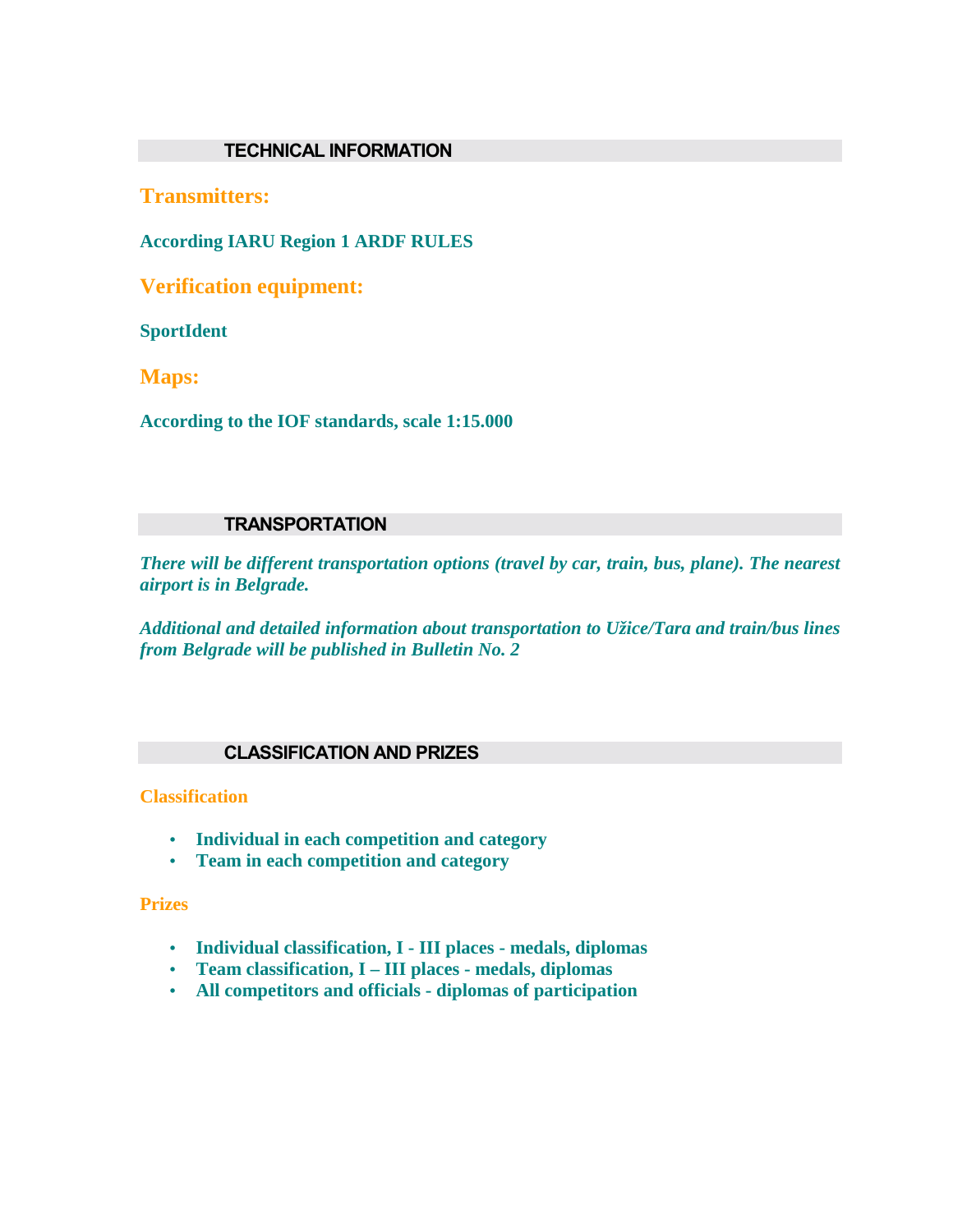## TECHNICAL INFORMATION

### Transmitters:

**According IARU Region 1 ARDF RULES**

### Verification equipment:

**SportIdent**

### Maps:

**According to the IOF standards, scale 1:15.000**

## TRANSPORTATION

***There will be different transportation options (travel by car, train, bus, plane). The nearest airport is in Belgrade.***

***Additional and detailed information about transportation to Užice/Tara and train/bus lines from Belgrade will be published in Bulletin No. 2***

## CLASSIFICATION AND PRIZES

**Classification**

- **Individual in each competition and category**
- **Team in each competition and category**

**Prizes**

- **Individual classification, I - III places - medals, diplomas**
- **Team classification, I – III places - medals, diplomas**
- **All competitors and officials - diplomas of participation**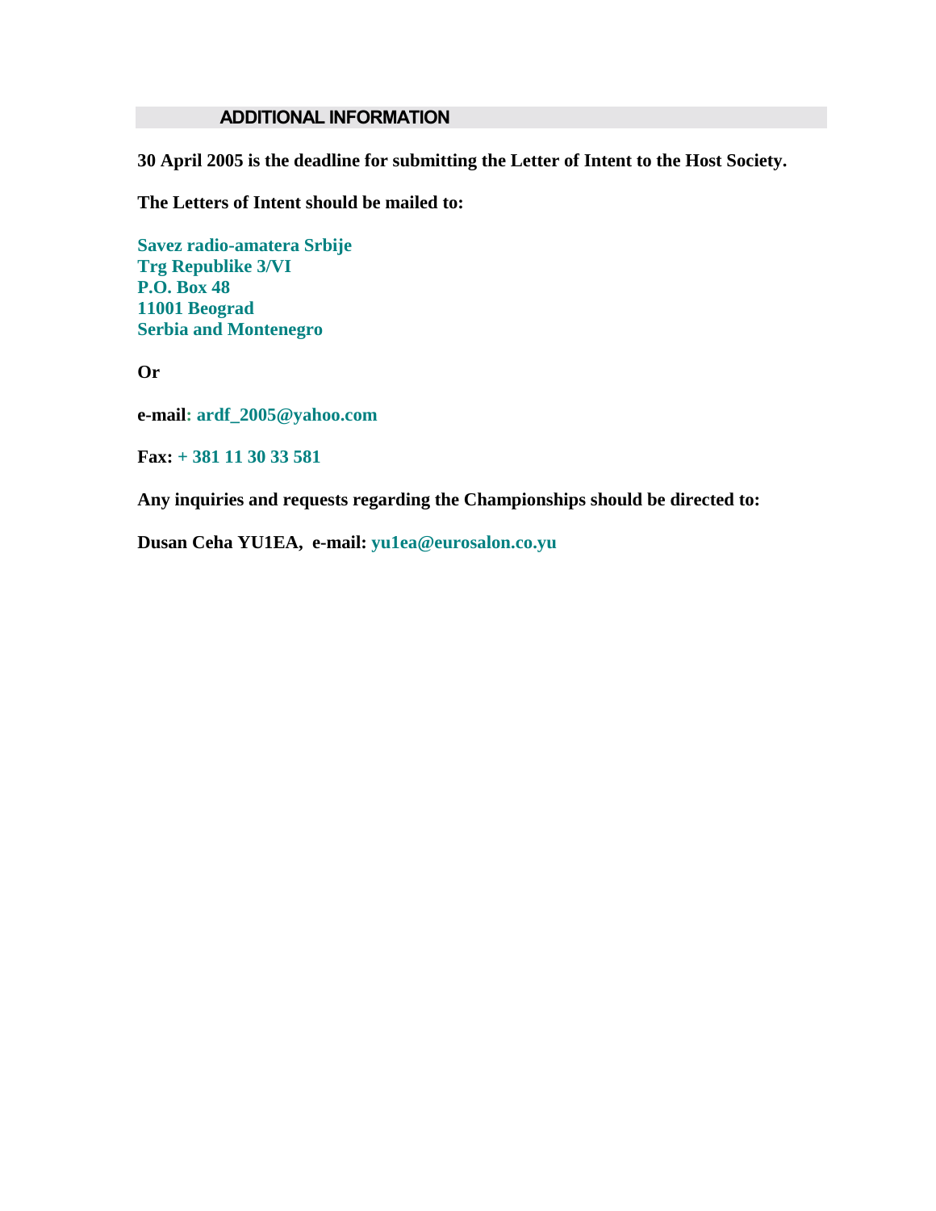## ADDITIONAL INFORMATION

**30 April 2005 is the deadline for submitting the Letter of Intent to the Host Society.**

**The Letters of Intent should be mailed to:**

**Savez radio-amatera Srbije**
**Trg Republike 3/VI**
**P.O. Box 48**
**11001 Beograd**
**Serbia and Montenegro**

**Or**

**e-mail: ardf_2005@yahoo.com**

**Fax: + 381 11 30 33 581**

**Any inquiries and requests regarding the Championships should be directed to:**

**Dusan Ceha YU1EA, e-mail: yu1ea@eurosalon.co.yu**